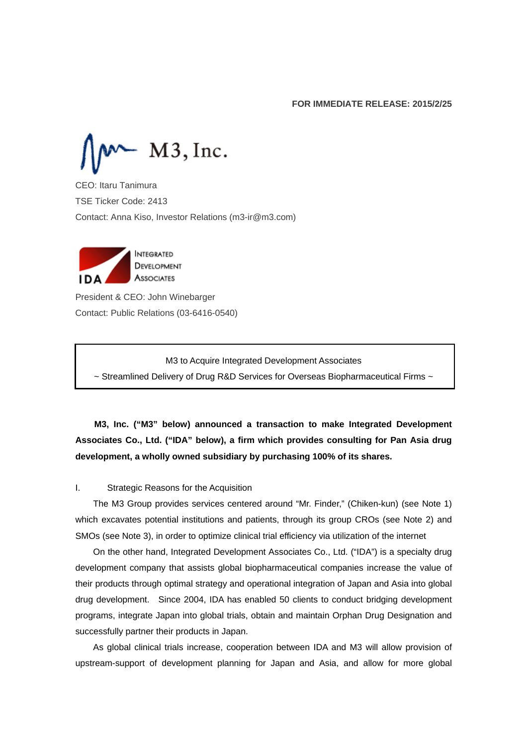**FOR IMMEDIATE RELEASE: 2015/2/25**

M3, Inc.

CEO: Itaru Tanimura

TSE Ticker Code: 2413

Contact: Anna Kiso, Investor Relations (m3-ir@m3.com)

IDA Integrated Development Associates

President & CEO: John Winebarger

Contact: Public Relations (03-6416-0540)

M3 to Acquire Integrated Development Associates

~ Streamlined Delivery of Drug R&D Services for Overseas Biopharmaceutical Firms ~

**M3, Inc. ("M3" below) announced a transaction to make Integrated Development Associates Co., Ltd. ("IDA" below), a firm which provides consulting for Pan Asia drug development, a wholly owned subsidiary by purchasing 100% of its shares.**

I. Strategic Reasons for the Acquisition

The M3 Group provides services centered around "Mr. Finder," (Chiken-kun) (see Note 1) which excavates potential institutions and patients, through its group CROs (see Note 2) and SMOs (see Note 3), in order to optimize clinical trial efficiency via utilization of the internet

On the other hand, Integrated Development Associates Co., Ltd. ("IDA") is a specialty drug development company that assists global biopharmaceutical companies increase the value of their products through optimal strategy and operational integration of Japan and Asia into global drug development. Since 2004, IDA has enabled 50 clients to conduct bridging development programs, integrate Japan into global trials, obtain and maintain Orphan Drug Designation and successfully partner their products in Japan.

As global clinical trials increase, cooperation between IDA and M3 will allow provision of upstream-support of development planning for Japan and Asia, and allow for more global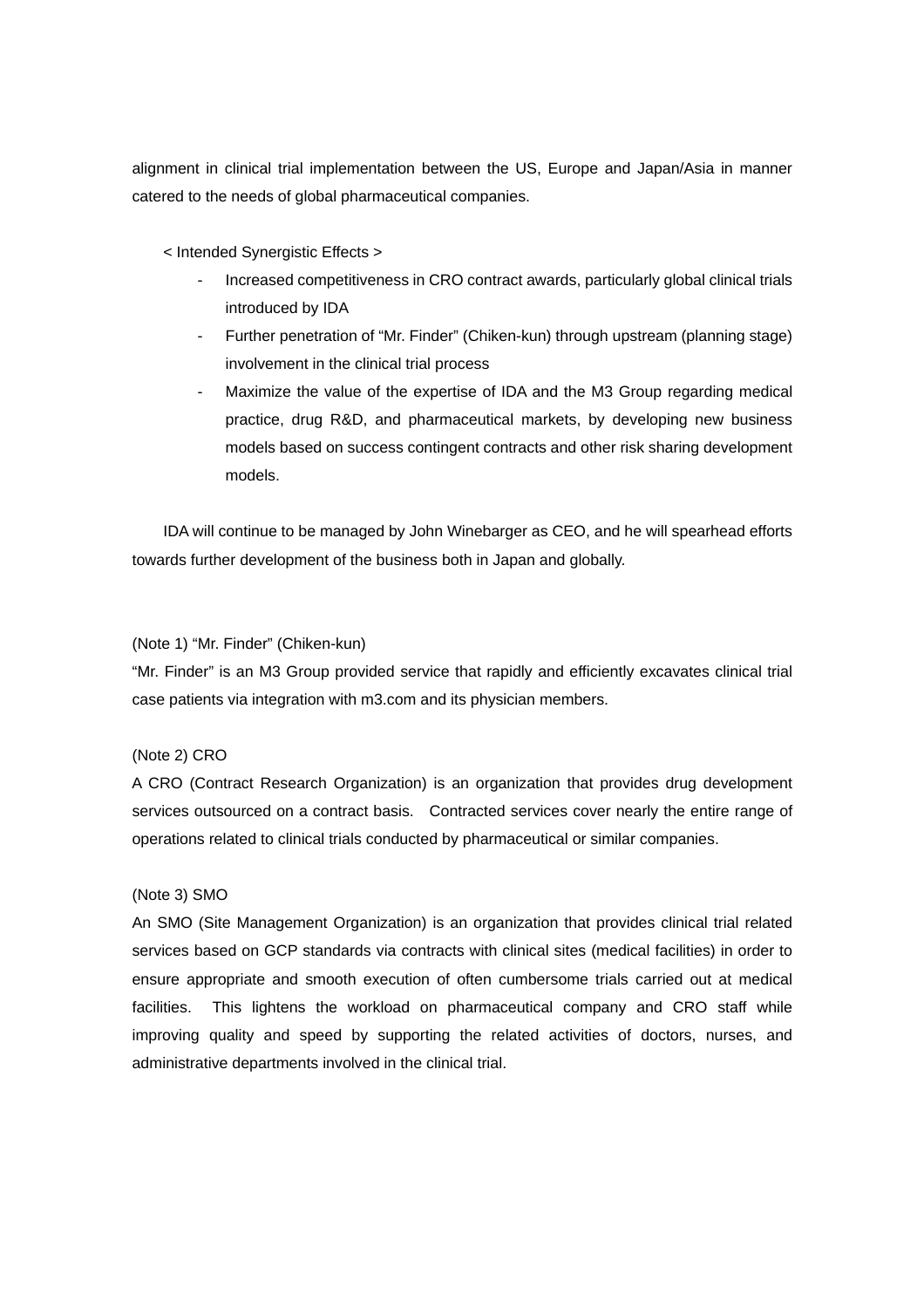alignment in clinical trial implementation between the US, Europe and Japan/Asia in manner catered to the needs of global pharmaceutical companies.

< Intended Synergistic Effects >

- Increased competitiveness in CRO contract awards, particularly global clinical trials introduced by IDA
- Further penetration of "Mr. Finder" (Chiken-kun) through upstream (planning stage) involvement in the clinical trial process
- Maximize the value of the expertise of IDA and the M3 Group regarding medical practice, drug R&D, and pharmaceutical markets, by developing new business models based on success contingent contracts and other risk sharing development models.

IDA will continue to be managed by John Winebarger as CEO, and he will spearhead efforts towards further development of the business both in Japan and globally.

(Note 1) "Mr. Finder" (Chiken-kun)

"Mr. Finder" is an M3 Group provided service that rapidly and efficiently excavates clinical trial case patients via integration with m3.com and its physician members.

(Note 2) CRO

A CRO (Contract Research Organization) is an organization that provides drug development services outsourced on a contract basis. Contracted services cover nearly the entire range of operations related to clinical trials conducted by pharmaceutical or similar companies.

(Note 3) SMO

An SMO (Site Management Organization) is an organization that provides clinical trial related services based on GCP standards via contracts with clinical sites (medical facilities) in order to ensure appropriate and smooth execution of often cumbersome trials carried out at medical facilities. This lightens the workload on pharmaceutical company and CRO staff while improving quality and speed by supporting the related activities of doctors, nurses, and administrative departments involved in the clinical trial.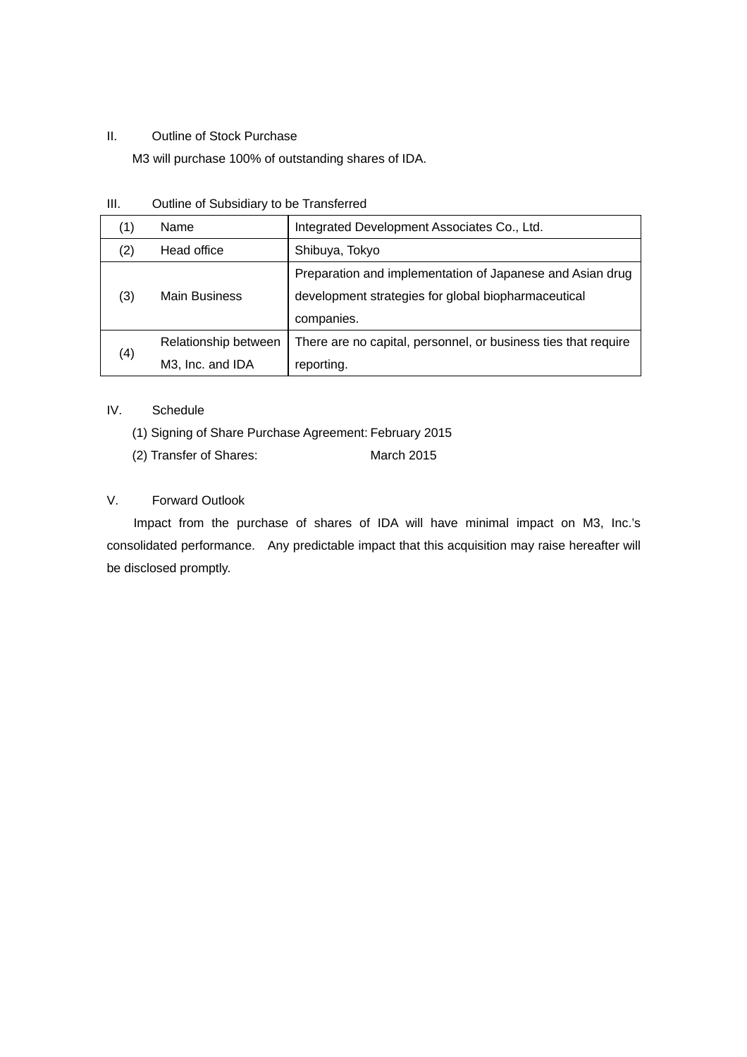## II. Outline of Stock Purchase

M3 will purchase 100% of outstanding shares of IDA.

## III. Outline of Subsidiary to be Transferred

| | | |
|---|---|---|
| (1) | Name | Integrated Development Associates Co., Ltd. |
| (2) | Head office | Shibuya, Tokyo |
| (3) | Main Business | Preparation and implementation of Japanese and Asian drug development strategies for global biopharmaceutical companies. |
| (4) | Relationship between M3, Inc. and IDA | There are no capital, personnel, or business ties that require reporting. |

## IV. Schedule

(1) Signing of Share Purchase Agreement: February 2015

(2) Transfer of Shares: March 2015

## V. Forward Outlook

Impact from the purchase of shares of IDA will have minimal impact on M3, Inc.'s consolidated performance. Any predictable impact that this acquisition may raise hereafter will be disclosed promptly.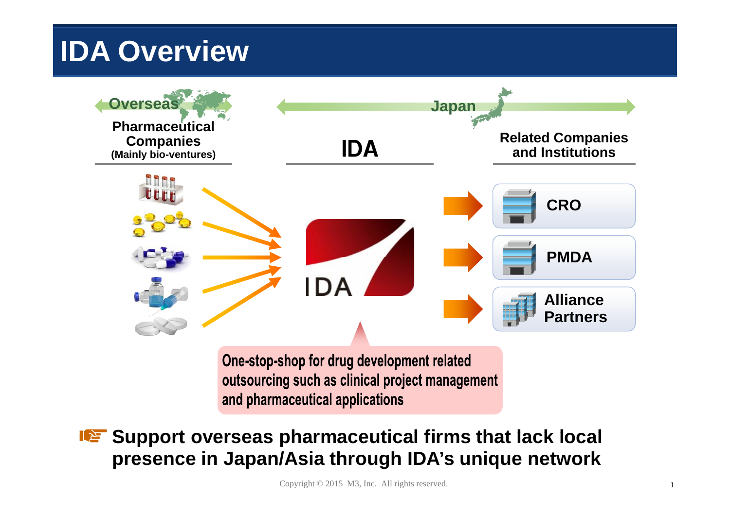# IDA Overview

**Overseas** — **Japan**

**Pharmaceutical Companies**
**(Mainly bio-ventures)**

**IDA**

**Related Companies and Institutions**

- **CRO**
- **PMDA**
- **Alliance Partners**

**One-stop-shop for drug development related outsourcing such as clinical project management and pharmaceutical applications**

**Support overseas pharmaceutical firms that lack local presence in Japan/Asia through IDA's unique network**

Copyright © 2015 M3, Inc. All rights reserved.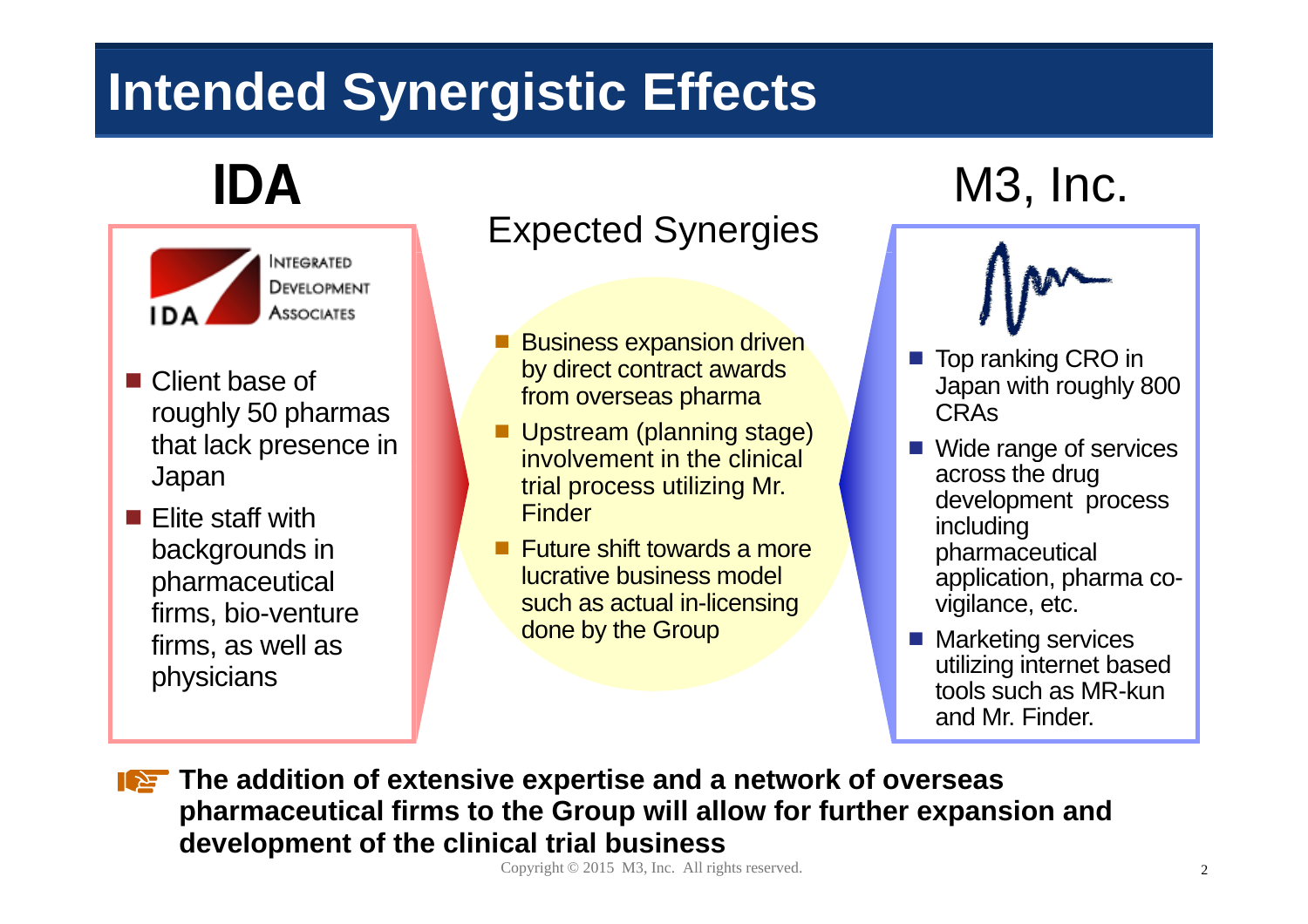# Intended Synergistic Effects

## IDA

INTEGRATED DEVELOPMENT ASSOCIATES

- Client base of roughly 50 pharmas that lack presence in Japan
- Elite staff with backgrounds in pharmaceutical firms, bio-venture firms, as well as physicians

## Expected Synergies

- Business expansion driven by direct contract awards from overseas pharma
- Upstream (planning stage) involvement in the clinical trial process utilizing Mr. Finder
- Future shift towards a more lucrative business model such as actual in-licensing done by the Group

## M3, Inc.

- Top ranking CRO in Japan with roughly 800 CRAs
- Wide range of services across the drug development process including pharmaceutical application, pharma co-vigilance, etc.
- Marketing services utilizing internet based tools such as MR-kun and Mr. Finder.

**The addition of extensive expertise and a network of overseas pharmaceutical firms to the Group will allow for further expansion and development of the clinical trial business**

Copyright © 2015 M3, Inc. All rights reserved.